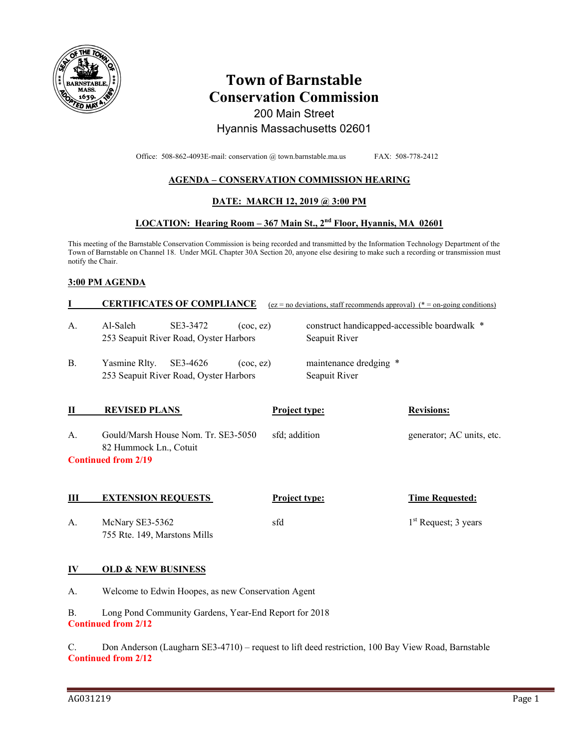# Town of Barnstable
# Conservation Commission

200 Main Street
Hyannis Massachusetts 02601

Office: 508-862-4093E-mail: conservation @ town.barnstable.ma.us FAX: 508-778-2412

## AGENDA – CONSERVATION COMMISSION HEARING

## DATE: MARCH 12, 2019 @ 3:00 PM

## LOCATION: Hearing Room – 367 Main St., 2nd Floor, Hyannis, MA 02601

This meeting of the Barnstable Conservation Commission is being recorded and transmitted by the Information Technology Department of the Town of Barnstable on Channel 18. Under MGL Chapter 30A Section 20, anyone else desiring to make such a recording or transmission must notify the Chair.

### 3:00 PM AGENDA

### I CERTIFICATES OF COMPLIANCE

(ez = no deviations, staff recommends approval) (* = on-going conditions)

A. Al-Saleh SE3-3472 (coc, ez) — construct handicapped-accessible boardwalk *
253 Seaputit River Road, Oyster Harbors — Seapuit River

B. Yasmine Rlty. SE3-4626 (coc, ez) — maintenance dredging *
253 Seapuit River Road, Oyster Harbors — Seapuit River

### II REVISED PLANS

| | | Project type: | Revisions: |
|---|---|---|---|
| A. | Gould/Marsh House Nom. Tr. SE3-5050<br>82 Hummock Ln., Cotuit<br>**Continued from 2/19** | sfd; addition | generator; AC units, etc. |

### III EXTENSION REQUESTS

| | | Project type: | Time Requested: |
|---|---|---|---|
| A. | McNary SE3-5362<br>755 Rte. 149, Marstons Mills | sfd | 1st Request; 3 years |

### IV OLD & NEW BUSINESS

A. Welcome to Edwin Hoopes, as new Conservation Agent

B. Long Pond Community Gardens, Year-End Report for 2018
**Continued from 2/12**

C. Don Anderson (Laugharn SE3-4710) – request to lift deed restriction, 100 Bay View Road, Barnstable
**Continued from 2/12**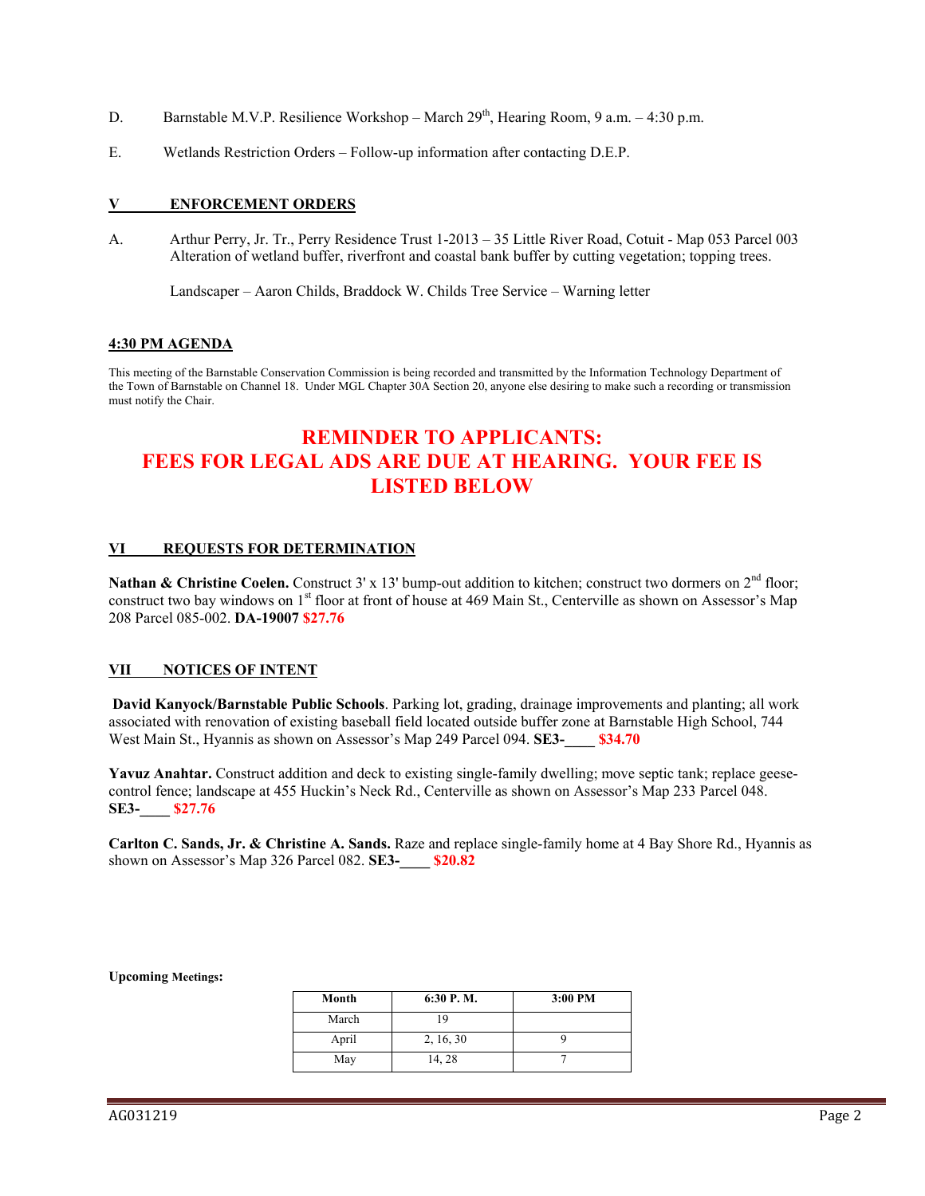D. Barnstable M.V.P. Resilience Workshop – March 29th, Hearing Room, 9 a.m. – 4:30 p.m.

E. Wetlands Restriction Orders – Follow-up information after contacting D.E.P.

## V ENFORCEMENT ORDERS

A. Arthur Perry, Jr. Tr., Perry Residence Trust 1-2013 – 35 Little River Road, Cotuit - Map 053 Parcel 003 Alteration of wetland buffer, riverfront and coastal bank buffer by cutting vegetation; topping trees.

Landscaper – Aaron Childs, Braddock W. Childs Tree Service – Warning letter

## 4:30 PM AGENDA

This meeting of the Barnstable Conservation Commission is being recorded and transmitted by the Information Technology Department of the Town of Barnstable on Channel 18. Under MGL Chapter 30A Section 20, anyone else desiring to make such a recording or transmission must notify the Chair.

## REMINDER TO APPLICANTS: FEES FOR LEGAL ADS ARE DUE AT HEARING. YOUR FEE IS LISTED BELOW

## VI REQUESTS FOR DETERMINATION

**Nathan & Christine Coelen.** Construct 3' x 13' bump-out addition to kitchen; construct two dormers on 2nd floor; construct two bay windows on 1st floor at front of house at 469 Main St., Centerville as shown on Assessor's Map 208 Parcel 085-002. **DA-19007** **$27.76**

## VII NOTICES OF INTENT

**David Kanyock/Barnstable Public Schools**. Parking lot, grading, drainage improvements and planting; all work associated with renovation of existing baseball field located outside buffer zone at Barnstable High School, 744 West Main St., Hyannis as shown on Assessor's Map 249 Parcel 094. **SE3-____** **$34.70**

**Yavuz Anahtar.** Construct addition and deck to existing single-family dwelling; move septic tank; replace geese-control fence; landscape at 455 Huckin's Neck Rd., Centerville as shown on Assessor's Map 233 Parcel 048. **SE3-____** **$27.76**

**Carlton C. Sands, Jr. & Christine A. Sands.** Raze and replace single-family home at 4 Bay Shore Rd., Hyannis as shown on Assessor's Map 326 Parcel 082. **SE3-____** **$20.82**

**Upcoming Meetings:**

| Month | 6:30 P. M. | 3:00 PM |
|---|---|---|
| March | 19 | |
| April | 2, 16, 30 | 9 |
| May | 14, 28 | 7 |

AG031219